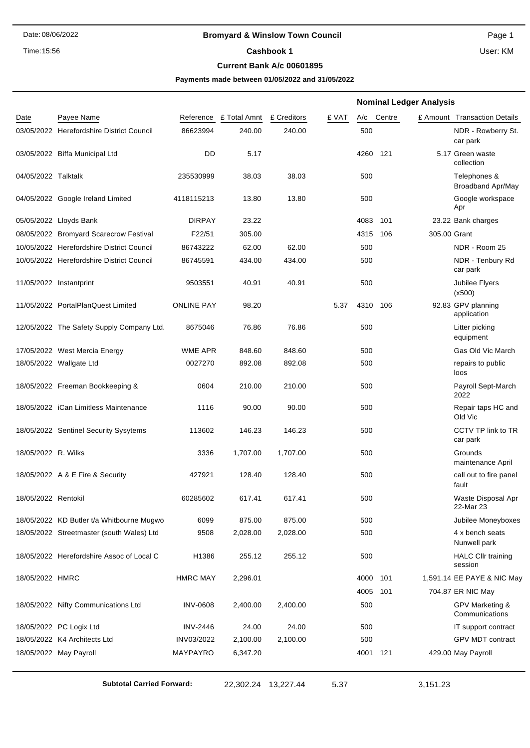# Bromyard & Winslow Town Council

## Cashbook 1

### Current Bank A/c 00601895

**Payments made between 01/05/2022 and 31/05/2022**

Date: 08/06/2022
Time: 15:56
User: KM

| | | | | | | Nominal Ledger Analysis | | | |
|---|---|---|---|---|---|---|---|---|---|
| Date | Payee Name | Reference | £ Total Amnt | £ Creditors | £ VAT | A/c | Centre | £ Amount | Transaction Details |
| 03/05/2022 | Herefordshire District Council | 86623994 | 240.00 | 240.00 | | 500 | | | NDR - Rowberry St. car park |
| 03/05/2022 | Biffa Municipal Ltd | DD | 5.17 | | | 4260 | 121 | 5.17 | Green waste collection |
| 04/05/2022 | Talktalk | 235530999 | 38.03 | 38.03 | | 500 | | | Telephones & Broadband Apr/May |
| 04/05/2022 | Google Ireland Limited | 4118115213 | 13.80 | 13.80 | | 500 | | | Google workspace Apr |
| 05/05/2022 | Lloyds Bank | DIRPAY | 23.22 | | | 4083 | 101 | 23.22 | Bank charges |
| 08/05/2022 | Bromyard Scarecrow Festival | F22/51 | 305.00 | | | 4315 | 106 | 305.00 | Grant |
| 10/05/2022 | Herefordshire District Council | 86743222 | 62.00 | 62.00 | | 500 | | | NDR - Room 25 |
| 10/05/2022 | Herefordshire District Council | 86745591 | 434.00 | 434.00 | | 500 | | | NDR - Tenbury Rd car park |
| 11/05/2022 | Instantprint | 9503551 | 40.91 | 40.91 | | 500 | | | Jubilee Flyers (x500) |
| 11/05/2022 | PortalPlanQuest Limited | ONLINE PAY | 98.20 | | 5.37 | 4310 | 106 | 92.83 | GPV planning application |
| 12/05/2022 | The Safety Supply Company Ltd. | 8675046 | 76.86 | 76.86 | | 500 | | | Litter picking equipment |
| 17/05/2022 | West Mercia Energy | WME APR | 848.60 | 848.60 | | 500 | | | Gas Old Vic March |
| 18/05/2022 | Wallgate Ltd | 0027270 | 892.08 | 892.08 | | 500 | | | repairs to public loos |
| 18/05/2022 | Freeman Bookkeeping & | 0604 | 210.00 | 210.00 | | 500 | | | Payroll Sept-March 2022 |
| 18/05/2022 | iCan Limitless Maintenance | 1116 | 90.00 | 90.00 | | 500 | | | Repair taps HC and Old Vic |
| 18/05/2022 | Sentinel Security Sysytems | 113602 | 146.23 | 146.23 | | 500 | | | CCTV TP link to TR car park |
| 18/05/2022 | R. Wilks | 3336 | 1,707.00 | 1,707.00 | | 500 | | | Grounds maintenance April |
| 18/05/2022 | A & E Fire & Security | 427921 | 128.40 | 128.40 | | 500 | | | call out to fire panel fault |
| 18/05/2022 | Rentokil | 60285602 | 617.41 | 617.41 | | 500 | | | Waste Disposal Apr 22-Mar 23 |
| 18/05/2022 | KD Butler t/a Whitbourne Mugwo | 6099 | 875.00 | 875.00 | | 500 | | | Jubilee Moneyboxes |
| 18/05/2022 | Streetmaster (south Wales) Ltd | 9508 | 2,028.00 | 2,028.00 | | 500 | | | 4 x bench seats Nunwell park |
| 18/05/2022 | Herefordshire Assoc of Local C | H1386 | 255.12 | 255.12 | | 500 | | | HALC Cllr training session |
| 18/05/2022 | HMRC | HMRC MAY | 2,296.01 | | | 4000 | 101 | 1,591.14 | EE PAYE & NIC May |
| | | | | | | 4005 | 101 | 704.87 | ER NIC May |
| 18/05/2022 | Nifty Communications Ltd | INV-0608 | 2,400.00 | 2,400.00 | | 500 | | | GPV Marketing & Communications |
| 18/05/2022 | PC Logix Ltd | INV-2446 | 24.00 | 24.00 | | 500 | | | IT support contract |
| 18/05/2022 | K4 Architects Ltd | INV03/2022 | 2,100.00 | 2,100.00 | | 500 | | | GPV MDT contract |
| 18/05/2022 | May Payroll | MAYPAYRO | 6,347.20 | | | 4001 | 121 | 429.00 | May Payroll |
| | **Subtotal Carried Forward:** | | 22,302.24 | 13,227.44 | 5.37 | | | 3,151.23 | |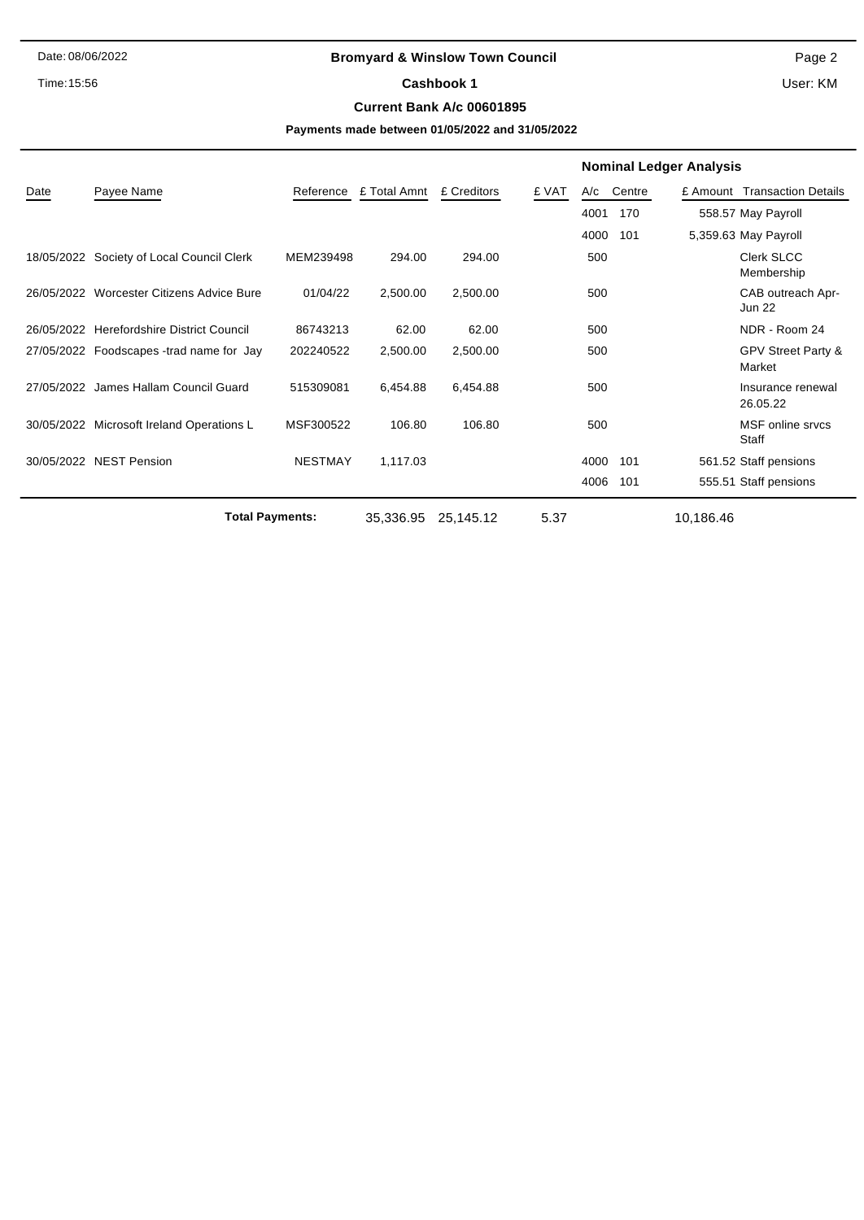Date: 08/06/2022

Time: 15:56

**Bromyard & Winslow Town Council**

**Cashbook 1**

**Current Bank A/c 00601895**

**Payments made between 01/05/2022 and 31/05/2022**

User: KM

| | | | | | | Nominal Ledger Analysis | | | |
|---|---|---|---|---|---|---|---|---|---|
| Date | Payee Name | Reference | £ Total Amnt | £ Creditors | £ VAT | A/c | Centre | £ Amount | Transaction Details |
| | | | | | | 4001 | 170 | 558.57 | May Payroll |
| | | | | | | 4000 | 101 | 5,359.63 | May Payroll |
| 18/05/2022 | Society of Local Council Clerk | MEM239498 | 294.00 | 294.00 | | 500 | | | Clerk SLCC Membership |
| 26/05/2022 | Worcester Citizens Advice Bure | 01/04/22 | 2,500.00 | 2,500.00 | | 500 | | | CAB outreach Apr-Jun 22 |
| 26/05/2022 | Herefordshire District Council | 86743213 | 62.00 | 62.00 | | 500 | | | NDR - Room 24 |
| 27/05/2022 | Foodscapes -trad name for Jay | 202240522 | 2,500.00 | 2,500.00 | | 500 | | | GPV Street Party & Market |
| 27/05/2022 | James Hallam Council Guard | 515309081 | 6,454.88 | 6,454.88 | | 500 | | | Insurance renewal 26.05.22 |
| 30/05/2022 | Microsoft Ireland Operations L | MSF300522 | 106.80 | 106.80 | | 500 | | | MSF online srvcs Staff |
| 30/05/2022 | NEST Pension | NESTMAY | 1,117.03 | | | 4000 | 101 | 561.52 | Staff pensions |
| | | | | | | 4006 | 101 | 555.51 | Staff pensions |
| | **Total Payments:** | | 35,336.95 | 25,145.12 | 5.37 | | | 10,186.46 | |